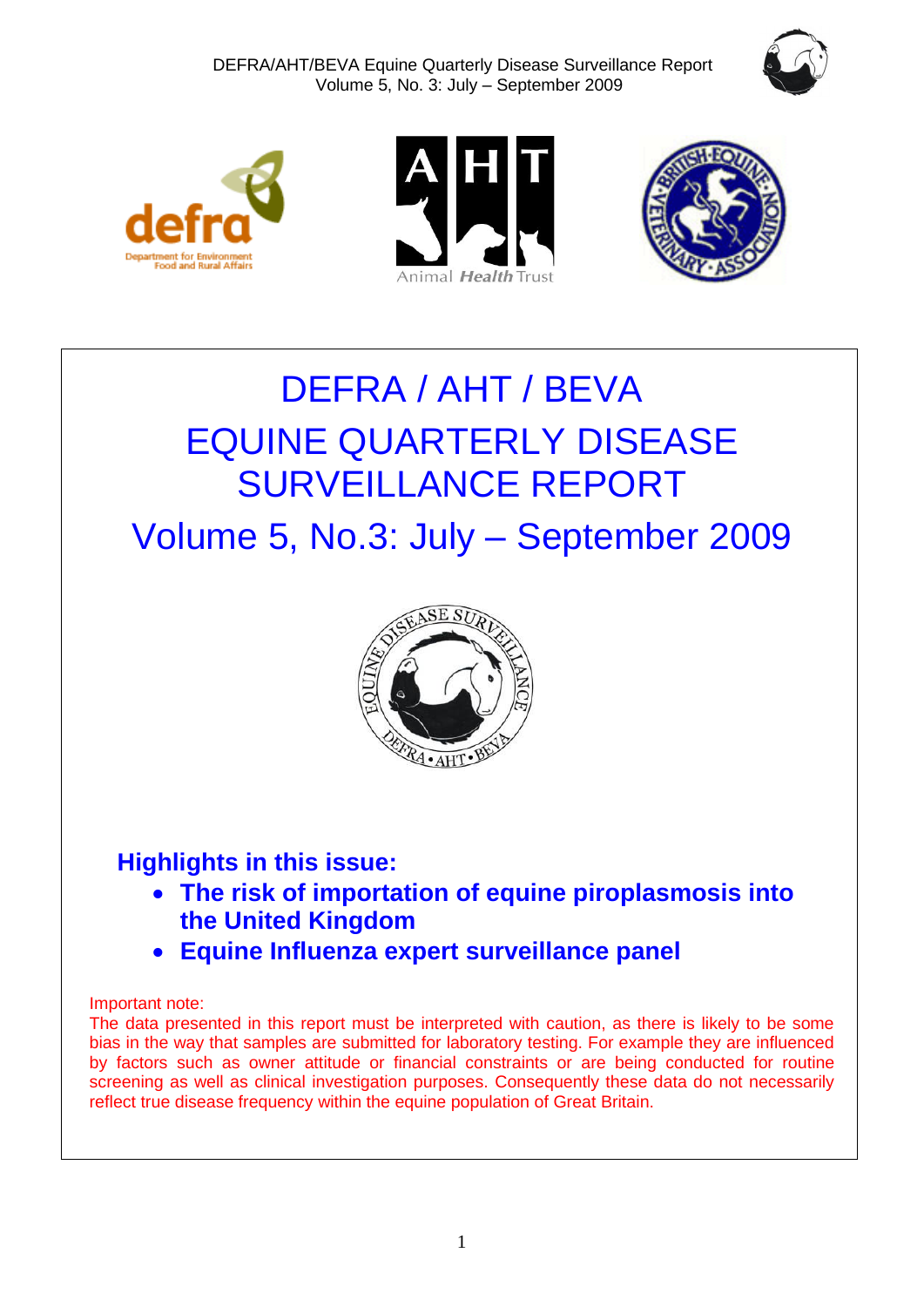# DEFRA / AHT / BEVA

# EQUINE QUARTERLY DISEASE SURVEILLANCE REPORT

## Volume 5, No.3: July – September 2009

### Highlights in this issue:

- **The risk of importation of equine piroplasmosis into the United Kingdom**
- **Equine Influenza expert surveillance panel**

Important note:
The data presented in this report must be interpreted with caution, as there is likely to be some bias in the way that samples are submitted for laboratory testing. For example they are influenced by factors such as owner attitude or financial constraints or are being conducted for routine screening as well as clinical investigation purposes. Consequently these data do not necessarily reflect true disease frequency within the equine population of Great Britain.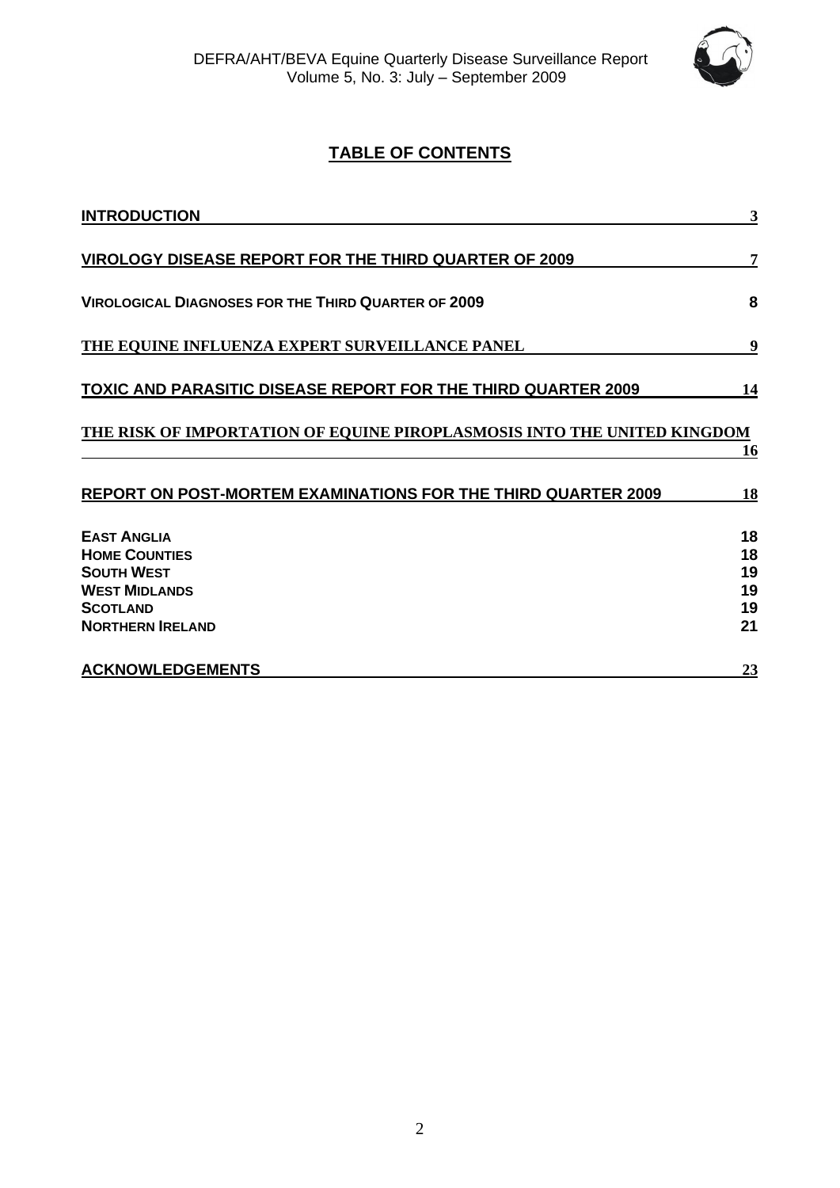## TABLE OF CONTENTS

| | |
|---|---|
| **INTRODUCTION** | 3 |
| **VIROLOGY DISEASE REPORT FOR THE THIRD QUARTER OF 2009** | 7 |
| **VIROLOGICAL DIAGNOSES FOR THE THIRD QUARTER OF 2009** | 8 |
| **THE EQUINE INFLUENZA EXPERT SURVEILLANCE PANEL** | 9 |
| **TOXIC AND PARASITIC DISEASE REPORT FOR THE THIRD QUARTER 2009** | 14 |
| **THE RISK OF IMPORTATION OF EQUINE PIROPLASMOSIS INTO THE UNITED KINGDOM** | 16 |
| **REPORT ON POST-MORTEM EXAMINATIONS FOR THE THIRD QUARTER 2009** | 18 |
| **EAST ANGLIA** | 18 |
| **HOME COUNTIES** | 18 |
| **SOUTH WEST** | 19 |
| **WEST MIDLANDS** | 19 |
| **SCOTLAND** | 19 |
| **NORTHERN IRELAND** | 21 |
| **ACKNOWLEDGEMENTS** | 23 |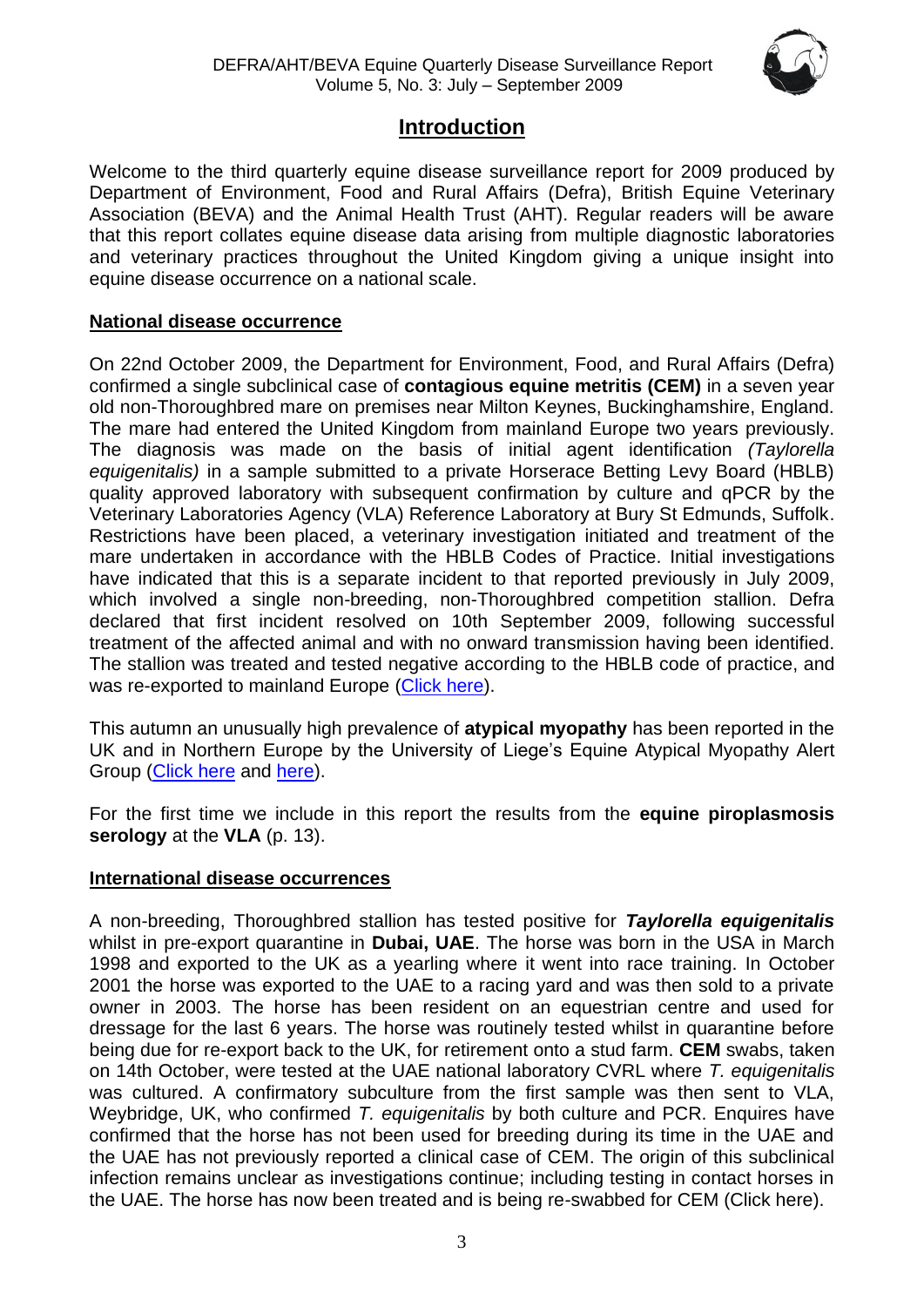# Introduction

Welcome to the third quarterly equine disease surveillance report for 2009 produced by Department of Environment, Food and Rural Affairs (Defra), British Equine Veterinary Association (BEVA) and the Animal Health Trust (AHT). Regular readers will be aware that this report collates equine disease data arising from multiple diagnostic laboratories and veterinary practices throughout the United Kingdom giving a unique insight into equine disease occurrence on a national scale.

## National disease occurrence

On 22nd October 2009, the Department for Environment, Food, and Rural Affairs (Defra) confirmed a single subclinical case of **contagious equine metritis (CEM)** in a seven year old non-Thoroughbred mare on premises near Milton Keynes, Buckinghamshire, England. The mare had entered the United Kingdom from mainland Europe two years previously. The diagnosis was made on the basis of initial agent identification *(Taylorella equigenitalis)* in a sample submitted to a private Horserace Betting Levy Board (HBLB) quality approved laboratory with subsequent confirmation by culture and qPCR by the Veterinary Laboratories Agency (VLA) Reference Laboratory at Bury St Edmunds, Suffolk. Restrictions have been placed, a veterinary investigation initiated and treatment of the mare undertaken in accordance with the HBLB Codes of Practice. Initial investigations have indicated that this is a separate incident to that reported previously in July 2009, which involved a single non-breeding, non-Thoroughbred competition stallion. Defra declared that first incident resolved on 10th September 2009, following successful treatment of the affected animal and with no onward transmission having been identified. The stallion was treated and tested negative according to the HBLB code of practice, and was re-exported to mainland Europe (Click here).

This autumn an unusually high prevalence of **atypical myopathy** has been reported in the UK and in Northern Europe by the University of Liege's Equine Atypical Myopathy Alert Group (Click here and here).

For the first time we include in this report the results from the **equine piroplasmosis serology** at the **VLA** (p. 13).

## International disease occurrences

A non-breeding, Thoroughbred stallion has tested positive for ***Taylorella equigenitalis*** whilst in pre-export quarantine in **Dubai, UAE**. The horse was born in the USA in March 1998 and exported to the UK as a yearling where it went into race training. In October 2001 the horse was exported to the UAE to a racing yard and was then sold to a private owner in 2003. The horse has been resident on an equestrian centre and used for dressage for the last 6 years. The horse was routinely tested whilst in quarantine before being due for re-export back to the UK, for retirement onto a stud farm. **CEM** swabs, taken on 14th October, were tested at the UAE national laboratory CVRL where *T. equigenitalis* was cultured. A confirmatory subculture from the first sample was then sent to VLA, Weybridge, UK, who confirmed *T. equigenitalis* by both culture and PCR. Enquires have confirmed that the horse has not been used for breeding during its time in the UAE and the UAE has not previously reported a clinical case of CEM. The origin of this subclinical infection remains unclear as investigations continue; including testing in contact horses in the UAE. The horse has now been treated and is being re-swabbed for CEM (Click here).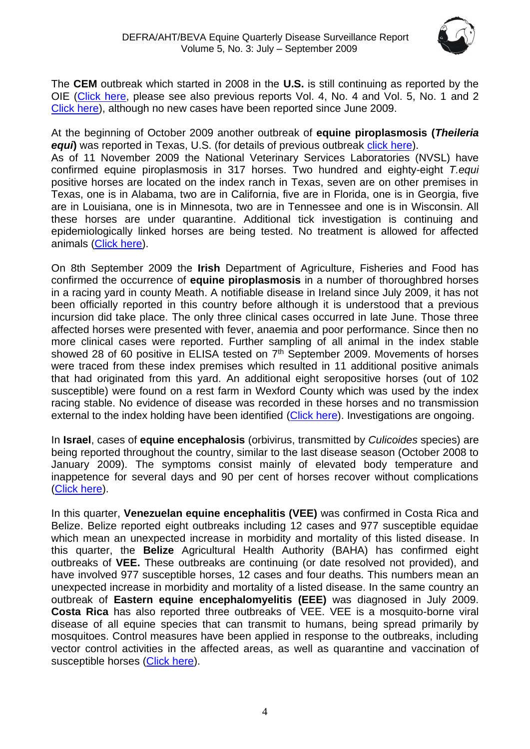The **CEM** outbreak which started in 2008 in the **U.S.** is still continuing as reported by the OIE (Click here, please see also previous reports Vol. 4, No. 4 and Vol. 5, No. 1 and 2 Click here), although no new cases have been reported since June 2009.

At the beginning of October 2009 another outbreak of **equine piroplasmosis (*Theileria equi*)** was reported in Texas, U.S. (for details of previous outbreak click here).
As of 11 November 2009 the National Veterinary Services Laboratories (NVSL) have confirmed equine piroplasmosis in 317 horses. Two hundred and eighty-eight *T.equi* positive horses are located on the index ranch in Texas, seven are on other premises in Texas, one is in Alabama, two are in California, five are in Florida, one is in Georgia, five are in Louisiana, one is in Minnesota, two are in Tennessee and one is in Wisconsin. All these horses are under quarantine. Additional tick investigation is continuing and epidemiologically linked horses are being tested. No treatment is allowed for affected animals (Click here).

On 8th September 2009 the **Irish** Department of Agriculture, Fisheries and Food has confirmed the occurrence of **equine piroplasmosis** in a number of thoroughbred horses in a racing yard in county Meath. A notifiable disease in Ireland since July 2009, it has not been officially reported in this country before although it is understood that a previous incursion did take place. The only three clinical cases occurred in late June. Those three affected horses were presented with fever, anaemia and poor performance. Since then no more clinical cases were reported. Further sampling of all animal in the index stable showed 28 of 60 positive in ELISA tested on 7th September 2009. Movements of horses were traced from these index premises which resulted in 11 additional positive animals that had originated from this yard. An additional eight seropositive horses (out of 102 susceptible) were found on a rest farm in Wexford County which was used by the index racing stable. No evidence of disease was recorded in these horses and no transmission external to the index holding have been identified (Click here). Investigations are ongoing.

In **Israel**, cases of **equine encephalosis** (orbivirus, transmitted by *Culicoides* species) are being reported throughout the country, similar to the last disease season (October 2008 to January 2009). The symptoms consist mainly of elevated body temperature and inappetence for several days and 90 per cent of horses recover without complications (Click here).

In this quarter, **Venezuelan equine encephalitis (VEE)** was confirmed in Costa Rica and Belize. Belize reported eight outbreaks including 12 cases and 977 susceptible equidae which mean an unexpected increase in morbidity and mortality of this listed disease. In this quarter, the **Belize** Agricultural Health Authority (BAHA) has confirmed eight outbreaks of **VEE.** These outbreaks are continuing (or date resolved not provided), and have involved 977 susceptible horses, 12 cases and four deaths. This numbers mean an unexpected increase in morbidity and mortality of a listed disease. In the same country an outbreak of **Eastern equine encephalomyelitis (EEE)** was diagnosed in July 2009. **Costa Rica** has also reported three outbreaks of VEE. VEE is a mosquito-borne viral disease of all equine species that can transmit to humans, being spread primarily by mosquitoes. Control measures have been applied in response to the outbreaks, including vector control activities in the affected areas, as well as quarantine and vaccination of susceptible horses (Click here).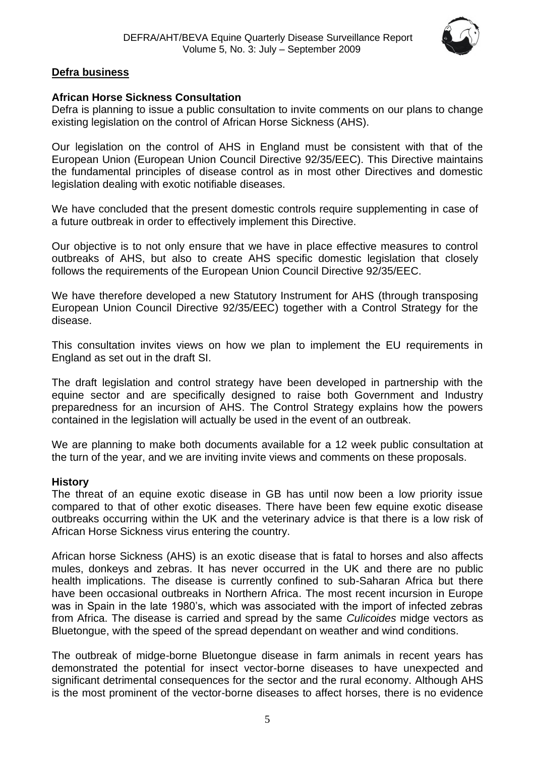## Defra business

### African Horse Sickness Consultation

Defra is planning to issue a public consultation to invite comments on our plans to change existing legislation on the control of African Horse Sickness (AHS).

Our legislation on the control of AHS in England must be consistent with that of the European Union (European Union Council Directive 92/35/EEC). This Directive maintains the fundamental principles of disease control as in most other Directives and domestic legislation dealing with exotic notifiable diseases.

We have concluded that the present domestic controls require supplementing in case of a future outbreak in order to effectively implement this Directive.

Our objective is to not only ensure that we have in place effective measures to control outbreaks of AHS, but also to create AHS specific domestic legislation that closely follows the requirements of the European Union Council Directive 92/35/EEC.

We have therefore developed a new Statutory Instrument for AHS (through transposing European Union Council Directive 92/35/EEC) together with a Control Strategy for the disease.

This consultation invites views on how we plan to implement the EU requirements in England as set out in the draft SI.

The draft legislation and control strategy have been developed in partnership with the equine sector and are specifically designed to raise both Government and Industry preparedness for an incursion of AHS. The Control Strategy explains how the powers contained in the legislation will actually be used in the event of an outbreak.

We are planning to make both documents available for a 12 week public consultation at the turn of the year, and we are inviting invite views and comments on these proposals.

### History

The threat of an equine exotic disease in GB has until now been a low priority issue compared to that of other exotic diseases. There have been few equine exotic disease outbreaks occurring within the UK and the veterinary advice is that there is a low risk of African Horse Sickness virus entering the country.

African horse Sickness (AHS) is an exotic disease that is fatal to horses and also affects mules, donkeys and zebras. It has never occurred in the UK and there are no public health implications. The disease is currently confined to sub-Saharan Africa but there have been occasional outbreaks in Northern Africa. The most recent incursion in Europe was in Spain in the late 1980's, which was associated with the import of infected zebras from Africa. The disease is carried and spread by the same *Culicoides* midge vectors as Bluetongue, with the speed of the spread dependant on weather and wind conditions.

The outbreak of midge-borne Bluetongue disease in farm animals in recent years has demonstrated the potential for insect vector-borne diseases to have unexpected and significant detrimental consequences for the sector and the rural economy. Although AHS is the most prominent of the vector-borne diseases to affect horses, there is no evidence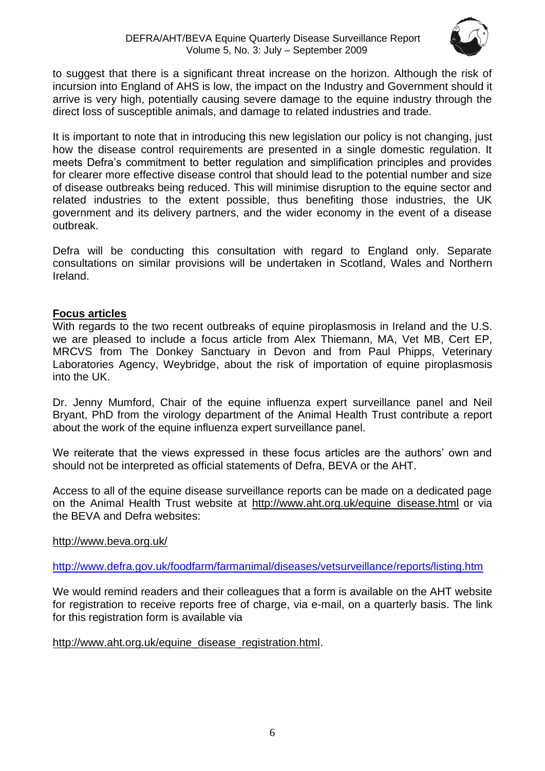to suggest that there is a significant threat increase on the horizon. Although the risk of incursion into England of AHS is low, the impact on the Industry and Government should it arrive is very high, potentially causing severe damage to the equine industry through the direct loss of susceptible animals, and damage to related industries and trade.

It is important to note that in introducing this new legislation our policy is not changing, just how the disease control requirements are presented in a single domestic regulation. It meets Defra's commitment to better regulation and simplification principles and provides for clearer more effective disease control that should lead to the potential number and size of disease outbreaks being reduced. This will minimise disruption to the equine sector and related industries to the extent possible, thus benefiting those industries, the UK government and its delivery partners, and the wider economy in the event of a disease outbreak.

Defra will be conducting this consultation with regard to England only. Separate consultations on similar provisions will be undertaken in Scotland, Wales and Northern Ireland.

## Focus articles

With regards to the two recent outbreaks of equine piroplasmosis in Ireland and the U.S. we are pleased to include a focus article from Alex Thiemann, MA, Vet MB, Cert EP, MRCVS from The Donkey Sanctuary in Devon and from Paul Phipps, Veterinary Laboratories Agency, Weybridge, about the risk of importation of equine piroplasmosis into the UK.

Dr. Jenny Mumford, Chair of the equine influenza expert surveillance panel and Neil Bryant, PhD from the virology department of the Animal Health Trust contribute a report about the work of the equine influenza expert surveillance panel.

We reiterate that the views expressed in these focus articles are the authors' own and should not be interpreted as official statements of Defra, BEVA or the AHT.

Access to all of the equine disease surveillance reports can be made on a dedicated page on the Animal Health Trust website at http://www.aht.org.uk/equine_disease.html or via the BEVA and Defra websites:

http://www.beva.org.uk/

http://www.defra.gov.uk/foodfarm/farmanimal/diseases/vetsurveillance/reports/listing.htm

We would remind readers and their colleagues that a form is available on the AHT website for registration to receive reports free of charge, via e-mail, on a quarterly basis. The link for this registration form is available via

http://www.aht.org.uk/equine_disease_registration.html.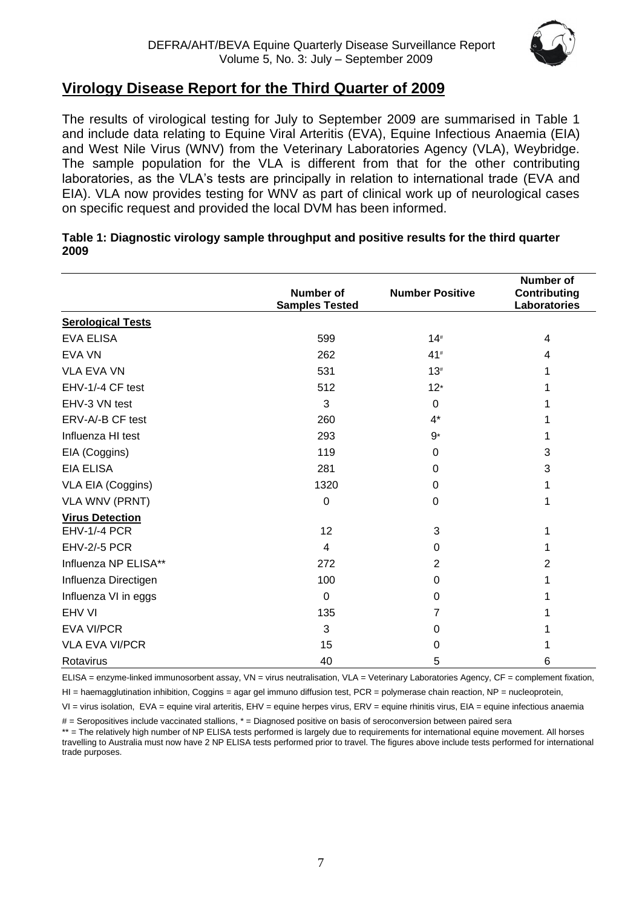## Virology Disease Report for the Third Quarter of 2009

The results of virological testing for July to September 2009 are summarised in Table 1 and include data relating to Equine Viral Arteritis (EVA), Equine Infectious Anaemia (EIA) and West Nile Virus (WNV) from the Veterinary Laboratories Agency (VLA), Weybridge. The sample population for the VLA is different from that for the other contributing laboratories, as the VLA's tests are principally in relation to international trade (EVA and EIA). VLA now provides testing for WNV as part of clinical work up of neurological cases on specific request and provided the local DVM has been informed.

**Table 1: Diagnostic virology sample throughput and positive results for the third quarter 2009**

| | Number of Samples Tested | Number Positive | Number of Contributing Laboratories |
|---|---|---|---|
| **Serological Tests** | | | |
| EVA ELISA | 599 | 14# | 4 |
| EVA VN | 262 | 41# | 4 |
| VLA EVA VN | 531 | 13# | 1 |
| EHV-1/-4 CF test | 512 | 12* | 1 |
| EHV-3 VN test | 3 | 0 | 1 |
| ERV-A/-B CF test | 260 | 4* | 1 |
| Influenza HI test | 293 | 9* | 1 |
| EIA (Coggins) | 119 | 0 | 3 |
| EIA ELISA | 281 | 0 | 3 |
| VLA EIA (Coggins) | 1320 | 0 | 1 |
| VLA WNV (PRNT) | 0 | 0 | 1 |
| **Virus Detection** | | | |
| EHV-1/-4 PCR | 12 | 3 | 1 |
| EHV-2/-5 PCR | 4 | 0 | 1 |
| Influenza NP ELISA** | 272 | 2 | 2 |
| Influenza Directigen | 100 | 0 | 1 |
| Influenza VI in eggs | 0 | 0 | 1 |
| EHV VI | 135 | 7 | 1 |
| EVA VI/PCR | 3 | 0 | 1 |
| VLA EVA VI/PCR | 15 | 0 | 1 |
| Rotavirus | 40 | 5 | 6 |

ELISA = enzyme-linked immunosorbent assay, VN = virus neutralisation, VLA = Veterinary Laboratories Agency, CF = complement fixation, HI = haemagglutination inhibition, Coggins = agar gel immuno diffusion test, PCR = polymerase chain reaction, NP = nucleoprotein, VI = virus isolation, EVA = equine viral arteritis, EHV = equine herpes virus, ERV = equine rhinitis virus, EIA = equine infectious anaemia

# = Seropositives include vaccinated stallions, * = Diagnosed positive on basis of seroconversion between paired sera

** = The relatively high number of NP ELISA tests performed is largely due to requirements for international equine movement. All horses travelling to Australia must now have 2 NP ELISA tests performed prior to travel. The figures above include tests performed for international trade purposes.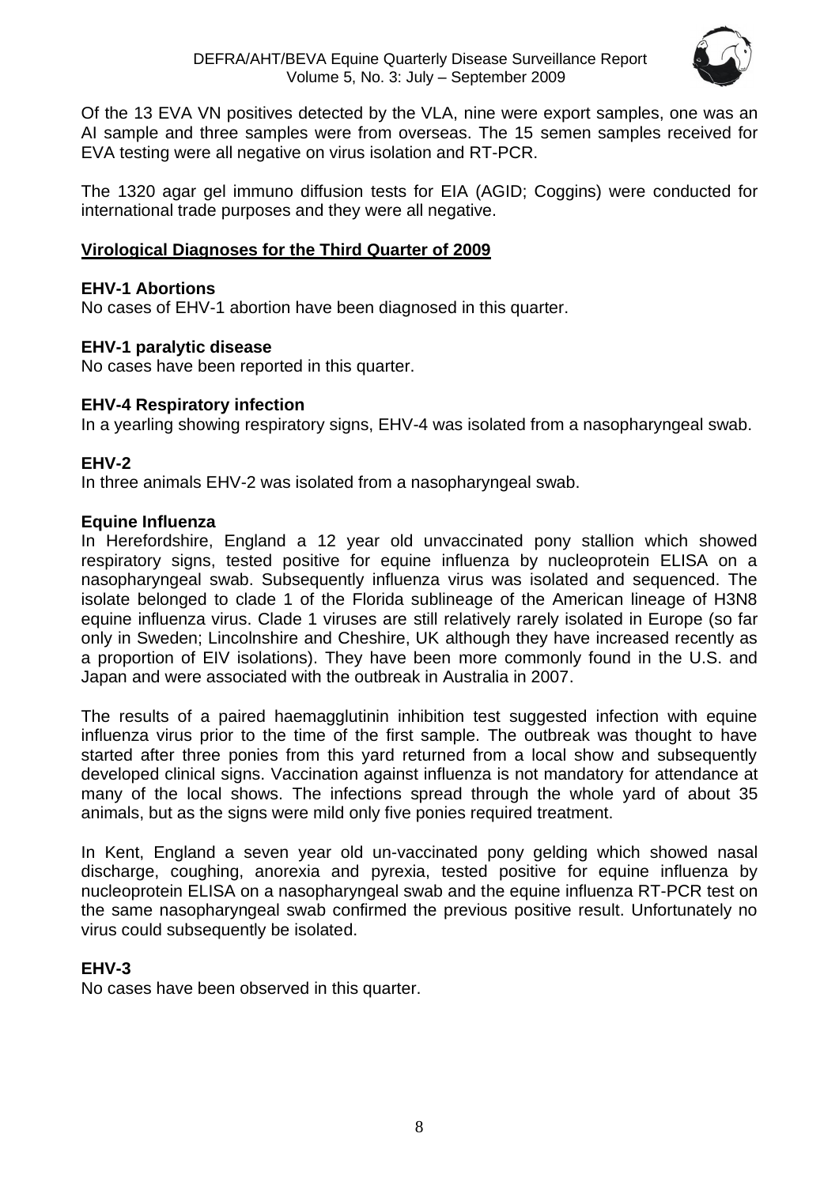Of the 13 EVA VN positives detected by the VLA, nine were export samples, one was an AI sample and three samples were from overseas. The 15 semen samples received for EVA testing were all negative on virus isolation and RT-PCR.

The 1320 agar gel immuno diffusion tests for EIA (AGID; Coggins) were conducted for international trade purposes and they were all negative.

## Virological Diagnoses for the Third Quarter of 2009

### EHV-1 Abortions

No cases of EHV-1 abortion have been diagnosed in this quarter.

### EHV-1 paralytic disease

No cases have been reported in this quarter.

### EHV-4 Respiratory infection

In a yearling showing respiratory signs, EHV-4 was isolated from a nasopharyngeal swab.

### EHV-2

In three animals EHV-2 was isolated from a nasopharyngeal swab.

### Equine Influenza

In Herefordshire, England a 12 year old unvaccinated pony stallion which showed respiratory signs, tested positive for equine influenza by nucleoprotein ELISA on a nasopharyngeal swab. Subsequently influenza virus was isolated and sequenced. The isolate belonged to clade 1 of the Florida sublineage of the American lineage of H3N8 equine influenza virus. Clade 1 viruses are still relatively rarely isolated in Europe (so far only in Sweden; Lincolnshire and Cheshire, UK although they have increased recently as a proportion of EIV isolations). They have been more commonly found in the U.S. and Japan and were associated with the outbreak in Australia in 2007.

The results of a paired haemagglutinin inhibition test suggested infection with equine influenza virus prior to the time of the first sample. The outbreak was thought to have started after three ponies from this yard returned from a local show and subsequently developed clinical signs. Vaccination against influenza is not mandatory for attendance at many of the local shows. The infections spread through the whole yard of about 35 animals, but as the signs were mild only five ponies required treatment.

In Kent, England a seven year old un-vaccinated pony gelding which showed nasal discharge, coughing, anorexia and pyrexia, tested positive for equine influenza by nucleoprotein ELISA on a nasopharyngeal swab and the equine influenza RT-PCR test on the same nasopharyngeal swab confirmed the previous positive result. Unfortunately no virus could subsequently be isolated.

### EHV-3

No cases have been observed in this quarter.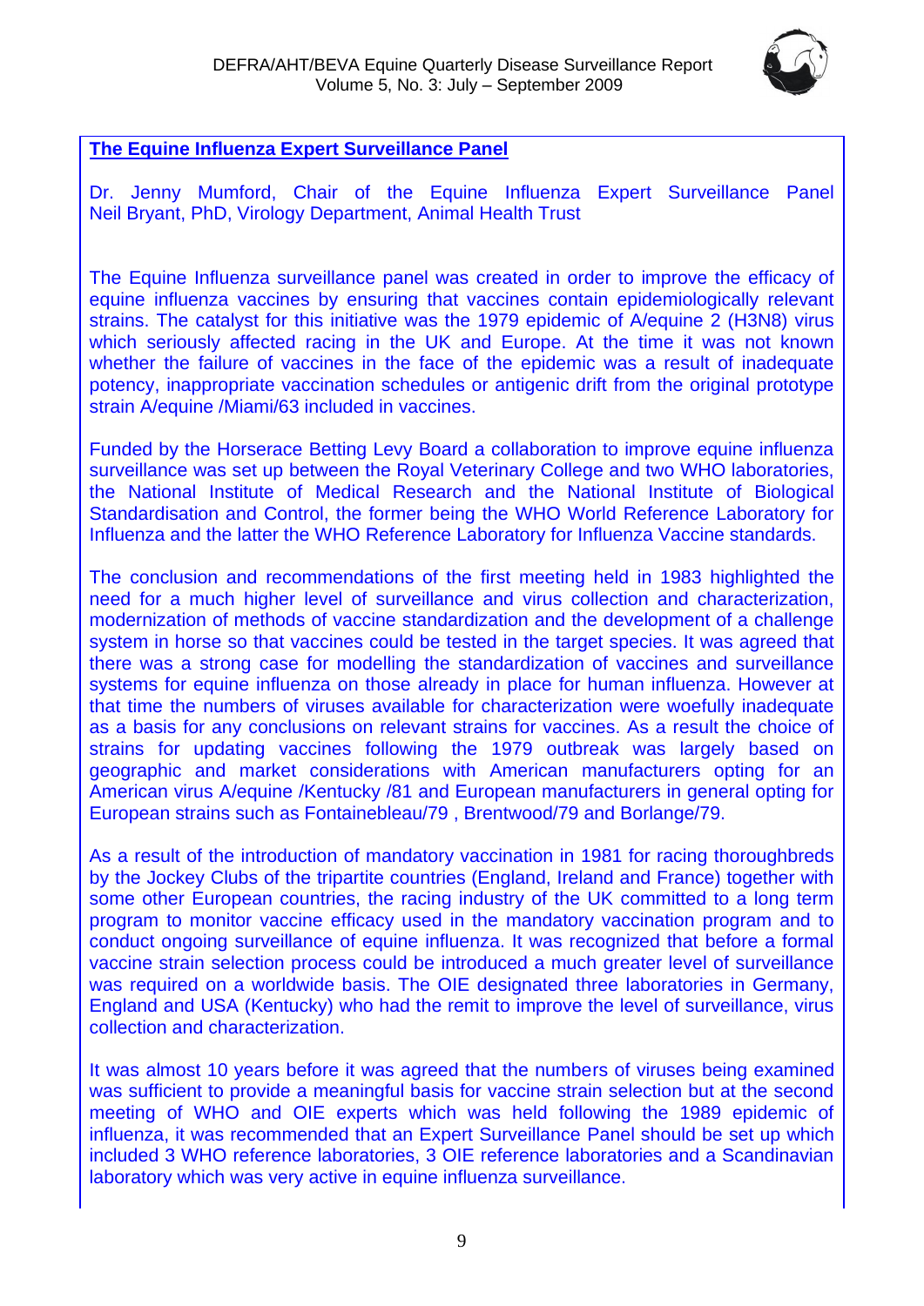## The Equine Influenza Expert Surveillance Panel

Dr. Jenny Mumford, Chair of the Equine Influenza Expert Surveillance Panel
Neil Bryant, PhD, Virology Department, Animal Health Trust

The Equine Influenza surveillance panel was created in order to improve the efficacy of equine influenza vaccines by ensuring that vaccines contain epidemiologically relevant strains. The catalyst for this initiative was the 1979 epidemic of A/equine 2 (H3N8) virus which seriously affected racing in the UK and Europe. At the time it was not known whether the failure of vaccines in the face of the epidemic was a result of inadequate potency, inappropriate vaccination schedules or antigenic drift from the original prototype strain A/equine /Miami/63 included in vaccines.

Funded by the Horserace Betting Levy Board a collaboration to improve equine influenza surveillance was set up between the Royal Veterinary College and two WHO laboratories, the National Institute of Medical Research and the National Institute of Biological Standardisation and Control, the former being the WHO World Reference Laboratory for Influenza and the latter the WHO Reference Laboratory for Influenza Vaccine standards.

The conclusion and recommendations of the first meeting held in 1983 highlighted the need for a much higher level of surveillance and virus collection and characterization, modernization of methods of vaccine standardization and the development of a challenge system in horse so that vaccines could be tested in the target species. It was agreed that there was a strong case for modelling the standardization of vaccines and surveillance systems for equine influenza on those already in place for human influenza. However at that time the numbers of viruses available for characterization were woefully inadequate as a basis for any conclusions on relevant strains for vaccines. As a result the choice of strains for updating vaccines following the 1979 outbreak was largely based on geographic and market considerations with American manufacturers opting for an American virus A/equine /Kentucky /81 and European manufacturers in general opting for European strains such as Fontainebleau/79 , Brentwood/79 and Borlange/79.

As a result of the introduction of mandatory vaccination in 1981 for racing thoroughbreds by the Jockey Clubs of the tripartite countries (England, Ireland and France) together with some other European countries, the racing industry of the UK committed to a long term program to monitor vaccine efficacy used in the mandatory vaccination program and to conduct ongoing surveillance of equine influenza. It was recognized that before a formal vaccine strain selection process could be introduced a much greater level of surveillance was required on a worldwide basis. The OIE designated three laboratories in Germany, England and USA (Kentucky) who had the remit to improve the level of surveillance, virus collection and characterization.

It was almost 10 years before it was agreed that the numbers of viruses being examined was sufficient to provide a meaningful basis for vaccine strain selection but at the second meeting of WHO and OIE experts which was held following the 1989 epidemic of influenza, it was recommended that an Expert Surveillance Panel should be set up which included 3 WHO reference laboratories, 3 OIE reference laboratories and a Scandinavian laboratory which was very active in equine influenza surveillance.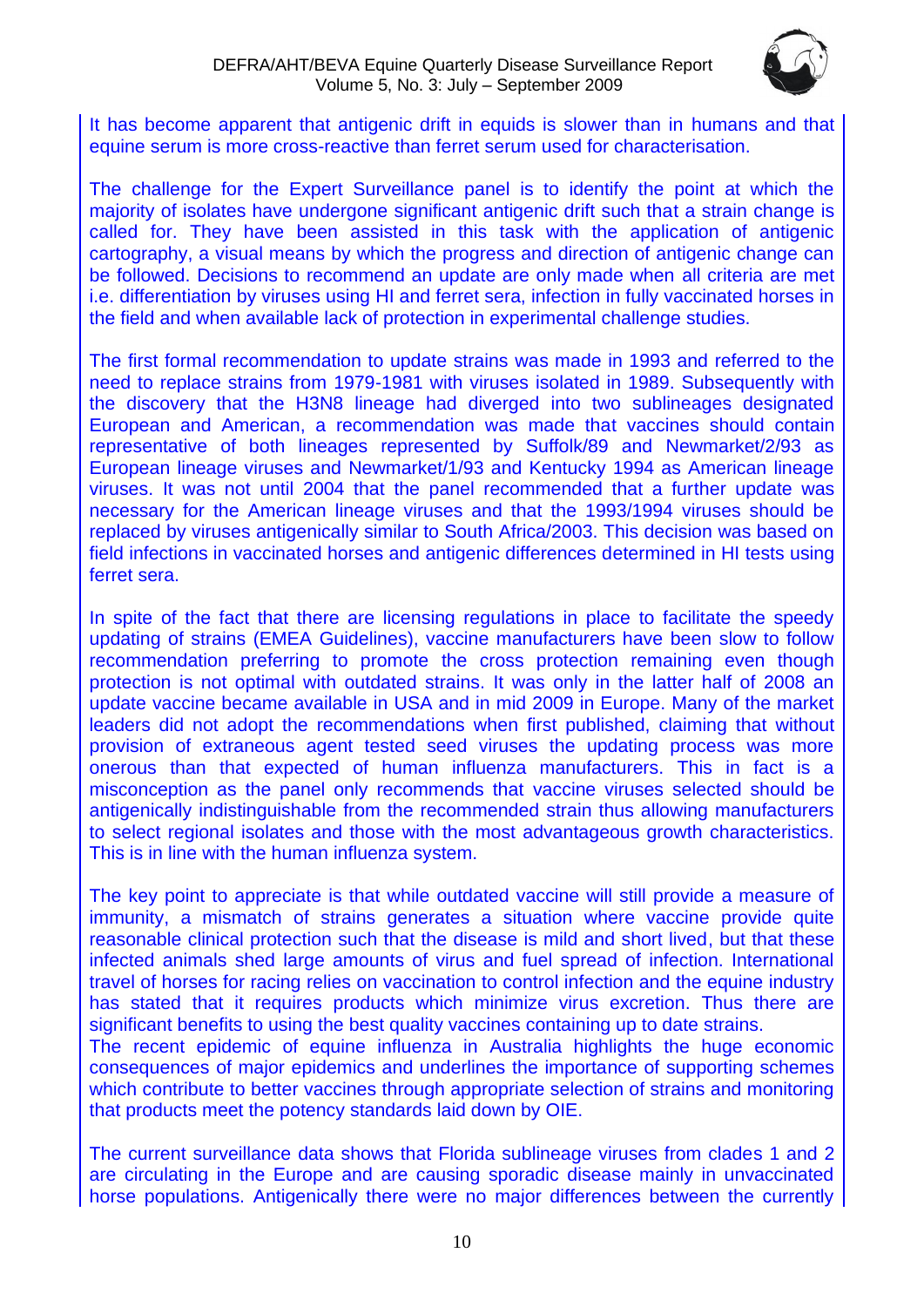It has become apparent that antigenic drift in equids is slower than in humans and that equine serum is more cross-reactive than ferret serum used for characterisation.

The challenge for the Expert Surveillance panel is to identify the point at which the majority of isolates have undergone significant antigenic drift such that a strain change is called for. They have been assisted in this task with the application of antigenic cartography, a visual means by which the progress and direction of antigenic change can be followed. Decisions to recommend an update are only made when all criteria are met i.e. differentiation by viruses using HI and ferret sera, infection in fully vaccinated horses in the field and when available lack of protection in experimental challenge studies.

The first formal recommendation to update strains was made in 1993 and referred to the need to replace strains from 1979-1981 with viruses isolated in 1989. Subsequently with the discovery that the H3N8 lineage had diverged into two sublineages designated European and American, a recommendation was made that vaccines should contain representative of both lineages represented by Suffolk/89 and Newmarket/2/93 as European lineage viruses and Newmarket/1/93 and Kentucky 1994 as American lineage viruses. It was not until 2004 that the panel recommended that a further update was necessary for the American lineage viruses and that the 1993/1994 viruses should be replaced by viruses antigenically similar to South Africa/2003. This decision was based on field infections in vaccinated horses and antigenic differences determined in HI tests using ferret sera.

In spite of the fact that there are licensing regulations in place to facilitate the speedy updating of strains (EMEA Guidelines), vaccine manufacturers have been slow to follow recommendation preferring to promote the cross protection remaining even though protection is not optimal with outdated strains. It was only in the latter half of 2008 an update vaccine became available in USA and in mid 2009 in Europe. Many of the market leaders did not adopt the recommendations when first published, claiming that without provision of extraneous agent tested seed viruses the updating process was more onerous than that expected of human influenza manufacturers. This in fact is a misconception as the panel only recommends that vaccine viruses selected should be antigenically indistinguishable from the recommended strain thus allowing manufacturers to select regional isolates and those with the most advantageous growth characteristics. This is in line with the human influenza system.

The key point to appreciate is that while outdated vaccine will still provide a measure of immunity, a mismatch of strains generates a situation where vaccine provide quite reasonable clinical protection such that the disease is mild and short lived, but that these infected animals shed large amounts of virus and fuel spread of infection. International travel of horses for racing relies on vaccination to control infection and the equine industry has stated that it requires products which minimize virus excretion. Thus there are significant benefits to using the best quality vaccines containing up to date strains.
The recent epidemic of equine influenza in Australia highlights the huge economic consequences of major epidemics and underlines the importance of supporting schemes which contribute to better vaccines through appropriate selection of strains and monitoring that products meet the potency standards laid down by OIE.

The current surveillance data shows that Florida sublineage viruses from clades 1 and 2 are circulating in the Europe and are causing sporadic disease mainly in unvaccinated horse populations. Antigenically there were no major differences between the currently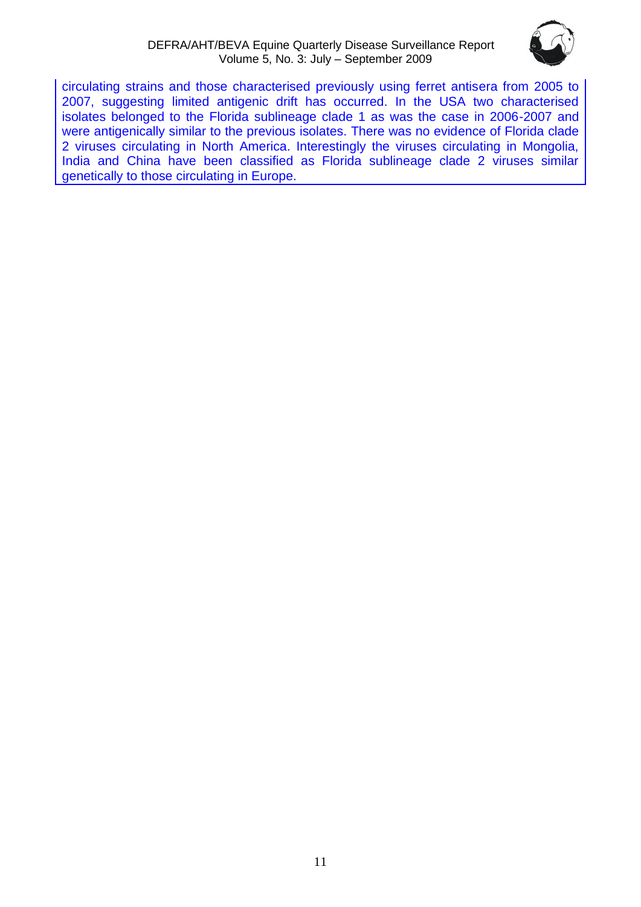circulating strains and those characterised previously using ferret antisera from 2005 to 2007, suggesting limited antigenic drift has occurred. In the USA two characterised isolates belonged to the Florida sublineage clade 1 as was the case in 2006-2007 and were antigenically similar to the previous isolates. There was no evidence of Florida clade 2 viruses circulating in North America. Interestingly the viruses circulating in Mongolia, India and China have been classified as Florida sublineage clade 2 viruses similar genetically to those circulating in Europe.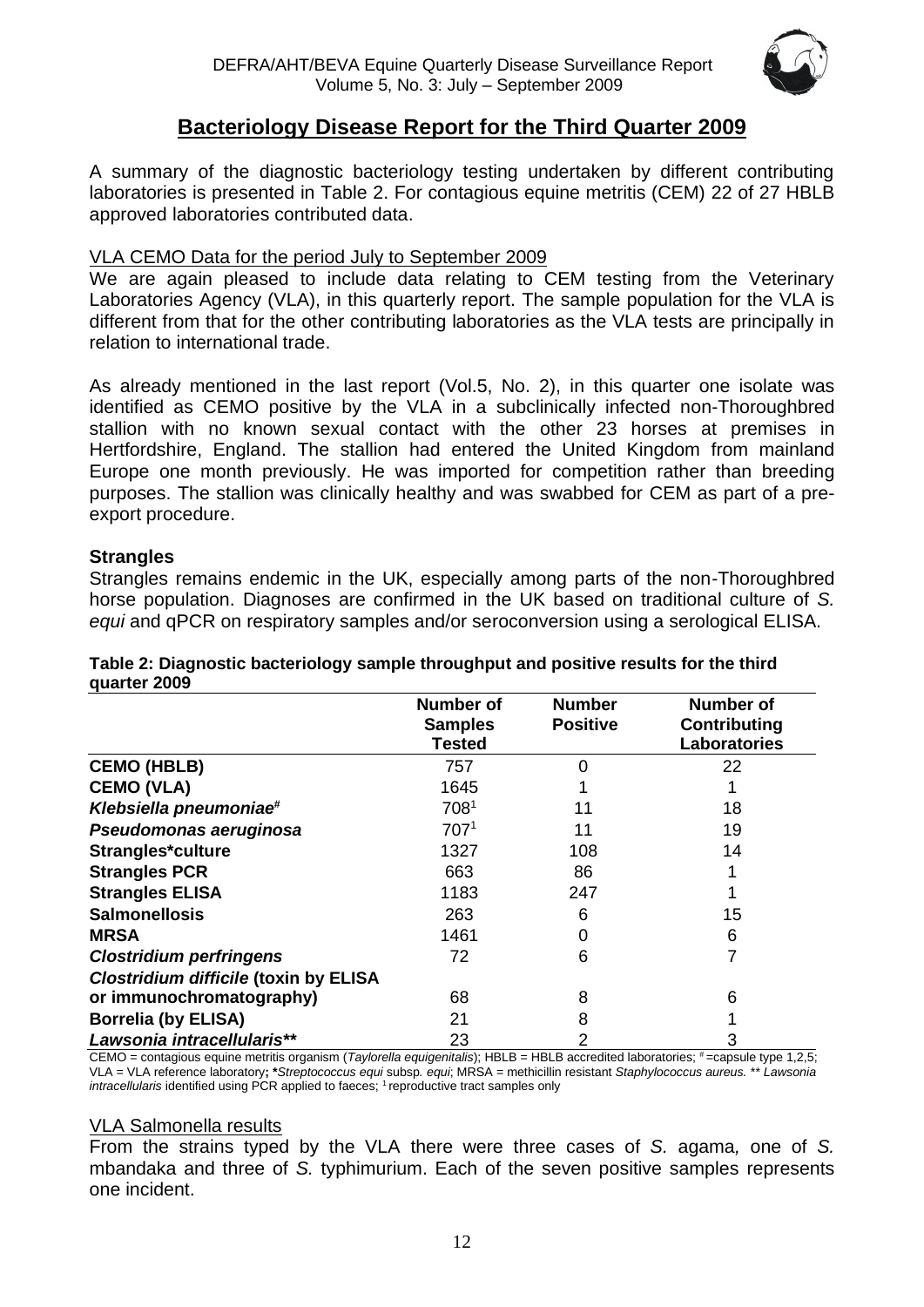## Bacteriology Disease Report for the Third Quarter 2009

A summary of the diagnostic bacteriology testing undertaken by different contributing laboratories is presented in Table 2. For contagious equine metritis (CEM) 22 of 27 HBLB approved laboratories contributed data.

### VLA CEMO Data for the period July to September 2009

We are again pleased to include data relating to CEM testing from the Veterinary Laboratories Agency (VLA), in this quarterly report. The sample population for the VLA is different from that for the other contributing laboratories as the VLA tests are principally in relation to international trade.

As already mentioned in the last report (Vol.5, No. 2), in this quarter one isolate was identified as CEMO positive by the VLA in a subclinically infected non-Thoroughbred stallion with no known sexual contact with the other 23 horses at premises in Hertfordshire, England. The stallion had entered the United Kingdom from mainland Europe one month previously. He was imported for competition rather than breeding purposes. The stallion was clinically healthy and was swabbed for CEM as part of a pre-export procedure.

### Strangles

Strangles remains endemic in the UK, especially among parts of the non-Thoroughbred horse population. Diagnoses are confirmed in the UK based on traditional culture of *S. equi* and qPCR on respiratory samples and/or seroconversion using a serological ELISA.

**Table 2: Diagnostic bacteriology sample throughput and positive results for the third quarter 2009**

| | Number of Samples Tested | Number Positive | Number of Contributing Laboratories |
|---|---|---|---|
| **CEMO (HBLB)** | 757 | 0 | 22 |
| **CEMO (VLA)** | 1645 | 1 | 1 |
| ***Klebsiella pneumoniae*#** | 708[1] | 11 | 18 |
| ***Pseudomonas aeruginosa*** | 707[1] | 11 | 19 |
| **Strangles*culture** | 1327 | 108 | 14 |
| **Strangles PCR** | 663 | 86 | 1 |
| **Strangles ELISA** | 1183 | 247 | 1 |
| **Salmonellosis** | 263 | 6 | 15 |
| **MRSA** | 1461 | 0 | 6 |
| ***Clostridium perfringens*** | 72 | 6 | 7 |
| ***Clostridium difficile* (toxin by ELISA or immunochromatography)** | 68 | 8 | 6 |
| **Borrelia (by ELISA)** | 21 | 8 | 1 |
| ***Lawsonia intracellularis*\*\*** | 23 | 2 | 3 |

CEMO = contagious equine metritis organism (*Taylorella equigenitalis*); HBLB = HBLB accredited laboratories; # =capsule type 1,2,5; VLA = VLA reference laboratory; \**Streptococcus equi* subsp. *equi*; MRSA = methicillin resistant *Staphylococcus aureus.* \*\* *Lawsonia intracellularis* identified using PCR applied to faeces; [1] reproductive tract samples only

### VLA Salmonella results

From the strains typed by the VLA there were three cases of *S.* agama, one of *S.* mbandaka and three of *S.* typhimurium. Each of the seven positive samples represents one incident.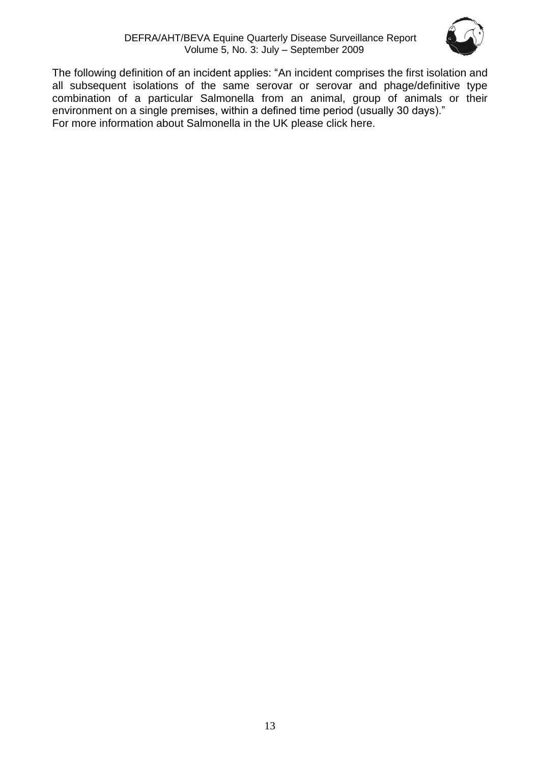The following definition of an incident applies: “An incident comprises the first isolation and all subsequent isolations of the same serovar or serovar and phage/definitive type combination of a particular Salmonella from an animal, group of animals or their environment on a single premises, within a defined time period (usually 30 days).”
For more information about Salmonella in the UK please click here.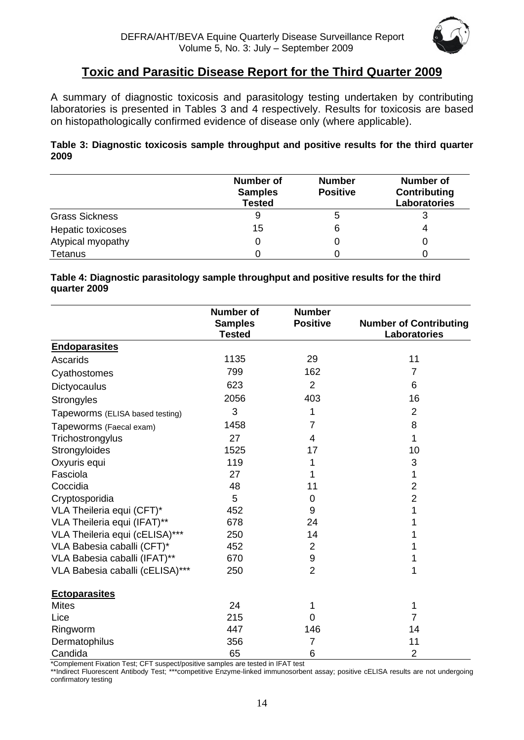# Toxic and Parasitic Disease Report for the Third Quarter 2009

A summary of diagnostic toxicosis and parasitology testing undertaken by contributing laboratories is presented in Tables 3 and 4 respectively. Results for toxicosis are based on histopathologically confirmed evidence of disease only (where applicable).

**Table 3: Diagnostic toxicosis sample throughput and positive results for the third quarter 2009**

| | Number of Samples Tested | Number Positive | Number of Contributing Laboratories |
|---|---|---|---|
| Grass Sickness | 9 | 5 | 3 |
| Hepatic toxicoses | 15 | 6 | 4 |
| Atypical myopathy | 0 | 0 | 0 |
| Tetanus | 0 | 0 | 0 |

**Table 4: Diagnostic parasitology sample throughput and positive results for the third quarter 2009**

| | Number of Samples Tested | Number Positive | Number of Contributing Laboratories |
|---|---|---|---|
| **Endoparasites** | | | |
| Ascarids | 1135 | 29 | 11 |
| Cyathostomes | 799 | 162 | 7 |
| Dictyocaulus | 623 | 2 | 6 |
| Strongyles | 2056 | 403 | 16 |
| Tapeworms (ELISA based testing) | 3 | 1 | 2 |
| Tapeworms (Faecal exam) | 1458 | 7 | 8 |
| Trichostrongylus | 27 | 4 | 1 |
| Strongyloides | 1525 | 17 | 10 |
| Oxyuris equi | 119 | 1 | 3 |
| Fasciola | 27 | 1 | 1 |
| Coccidia | 48 | 11 | 2 |
| Cryptosporidia | 5 | 0 | 2 |
| VLA Theileria equi (CFT)* | 452 | 9 | 1 |
| VLA Theileria equi (IFAT)** | 678 | 24 | 1 |
| VLA Theileria equi (cELISA)*** | 250 | 14 | 1 |
| VLA Babesia caballi (CFT)* | 452 | 2 | 1 |
| VLA Babesia caballi (IFAT)** | 670 | 9 | 1 |
| VLA Babesia caballi (cELISA)*** | 250 | 2 | 1 |
| **Ectoparasites** | | | |
| Mites | 24 | 1 | 1 |
| Lice | 215 | 0 | 7 |
| Ringworm | 447 | 146 | 14 |
| Dermatophilus | 356 | 7 | 11 |
| Candida | 65 | 6 | 2 |

*Complement Fixation Test; CFT suspect/positive samples are tested in IFAT test

**Indirect Fluorescent Antibody Test; ***competitive Enzyme-linked immunosorbent assay; positive cELISA results are not undergoing confirmatory testing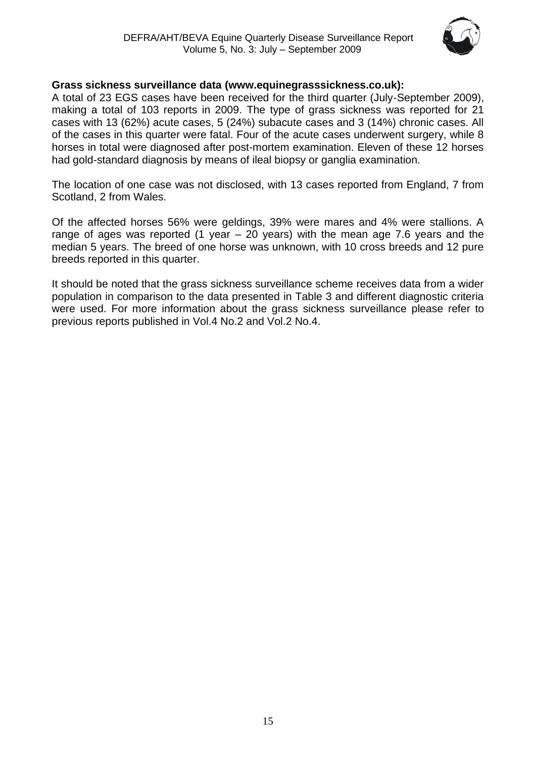**Grass sickness surveillance data (www.equinegrasssickness.co.uk):**

A total of 23 EGS cases have been received for the third quarter (July-September 2009), making a total of 103 reports in 2009. The type of grass sickness was reported for 21 cases with 13 (62%) acute cases, 5 (24%) subacute cases and 3 (14%) chronic cases. All of the cases in this quarter were fatal. Four of the acute cases underwent surgery, while 8 horses in total were diagnosed after post-mortem examination. Eleven of these 12 horses had gold-standard diagnosis by means of ileal biopsy or ganglia examination.

The location of one case was not disclosed, with 13 cases reported from England, 7 from Scotland, 2 from Wales.

Of the affected horses 56% were geldings, 39% were mares and 4% were stallions. A range of ages was reported (1 year – 20 years) with the mean age 7.6 years and the median 5 years. The breed of one horse was unknown, with 10 cross breeds and 12 pure breeds reported in this quarter.

It should be noted that the grass sickness surveillance scheme receives data from a wider population in comparison to the data presented in Table 3 and different diagnostic criteria were used. For more information about the grass sickness surveillance please refer to previous reports published in Vol.4 No.2 and Vol.2 No.4.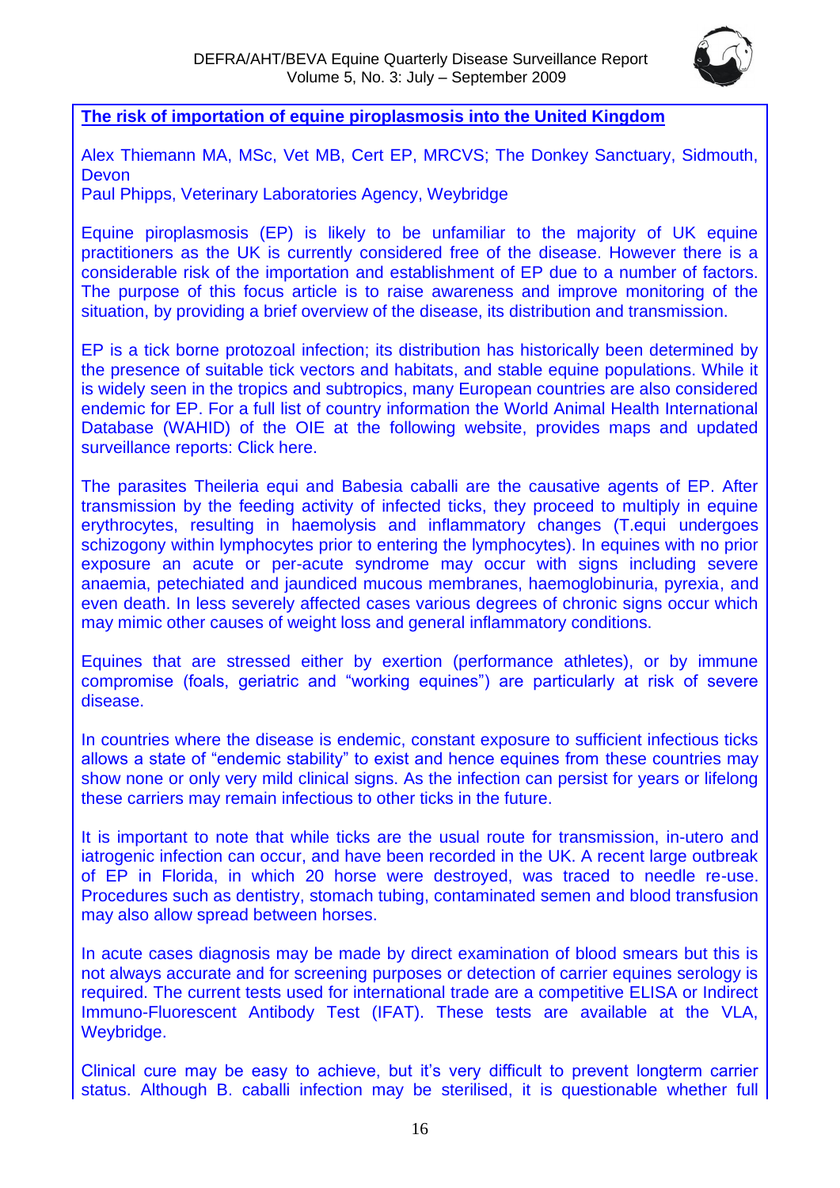## The risk of importation of equine piroplasmosis into the United Kingdom

Alex Thiemann MA, MSc, Vet MB, Cert EP, MRCVS; The Donkey Sanctuary, Sidmouth, Devon
Paul Phipps, Veterinary Laboratories Agency, Weybridge

Equine piroplasmosis (EP) is likely to be unfamiliar to the majority of UK equine practitioners as the UK is currently considered free of the disease. However there is a considerable risk of the importation and establishment of EP due to a number of factors. The purpose of this focus article is to raise awareness and improve monitoring of the situation, by providing a brief overview of the disease, its distribution and transmission.

EP is a tick borne protozoal infection; its distribution has historically been determined by the presence of suitable tick vectors and habitats, and stable equine populations. While it is widely seen in the tropics and subtropics, many European countries are also considered endemic for EP. For a full list of country information the World Animal Health International Database (WAHID) of the OIE at the following website, provides maps and updated surveillance reports: Click here.

The parasites Theileria equi and Babesia caballi are the causative agents of EP. After transmission by the feeding activity of infected ticks, they proceed to multiply in equine erythrocytes, resulting in haemolysis and inflammatory changes (T.equi undergoes schizogony within lymphocytes prior to entering the lymphocytes). In equines with no prior exposure an acute or per-acute syndrome may occur with signs including severe anaemia, petechiated and jaundiced mucous membranes, haemoglobinuria, pyrexia, and even death. In less severely affected cases various degrees of chronic signs occur which may mimic other causes of weight loss and general inflammatory conditions.

Equines that are stressed either by exertion (performance athletes), or by immune compromise (foals, geriatric and "working equines") are particularly at risk of severe disease.

In countries where the disease is endemic, constant exposure to sufficient infectious ticks allows a state of "endemic stability" to exist and hence equines from these countries may show none or only very mild clinical signs. As the infection can persist for years or lifelong these carriers may remain infectious to other ticks in the future.

It is important to note that while ticks are the usual route for transmission, in-utero and iatrogenic infection can occur, and have been recorded in the UK. A recent large outbreak of EP in Florida, in which 20 horse were destroyed, was traced to needle re-use. Procedures such as dentistry, stomach tubing, contaminated semen and blood transfusion may also allow spread between horses.

In acute cases diagnosis may be made by direct examination of blood smears but this is not always accurate and for screening purposes or detection of carrier equines serology is required. The current tests used for international trade are a competitive ELISA or Indirect Immuno-Fluorescent Antibody Test (IFAT). These tests are available at the VLA, Weybridge.

Clinical cure may be easy to achieve, but it's very difficult to prevent longterm carrier status. Although B. caballi infection may be sterilised, it is questionable whether full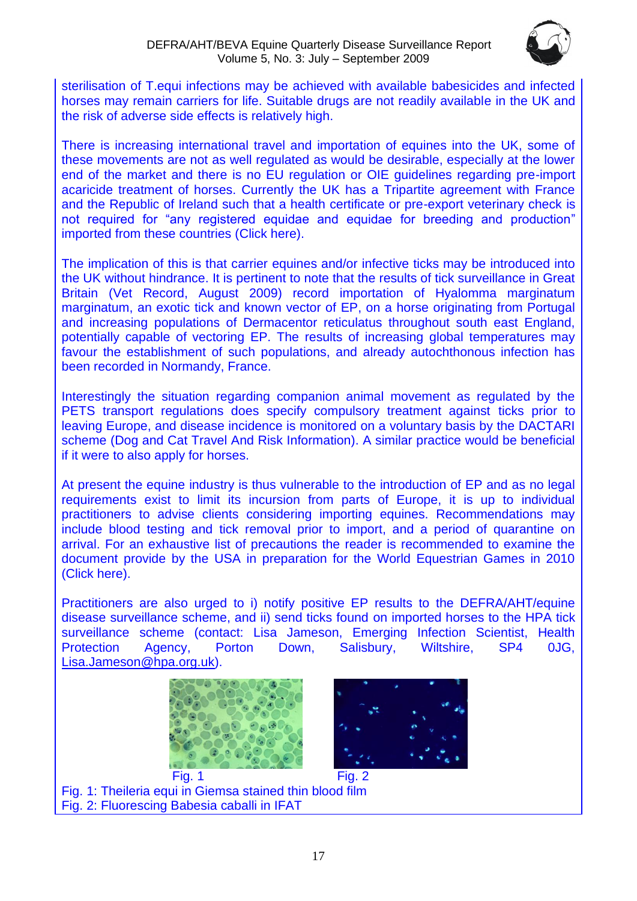sterilisation of T.equi infections may be achieved with available babesicides and infected horses may remain carriers for life. Suitable drugs are not readily available in the UK and the risk of adverse side effects is relatively high.

There is increasing international travel and importation of equines into the UK, some of these movements are not as well regulated as would be desirable, especially at the lower end of the market and there is no EU regulation or OIE guidelines regarding pre-import acaricide treatment of horses. Currently the UK has a Tripartite agreement with France and the Republic of Ireland such that a health certificate or pre-export veterinary check is not required for "any registered equidae and equidae for breeding and production" imported from these countries (Click here).

The implication of this is that carrier equines and/or infective ticks may be introduced into the UK without hindrance. It is pertinent to note that the results of tick surveillance in Great Britain (Vet Record, August 2009) record importation of Hyalomma marginatum marginatum, an exotic tick and known vector of EP, on a horse originating from Portugal and increasing populations of Dermacentor reticulatus throughout south east England, potentially capable of vectoring EP. The results of increasing global temperatures may favour the establishment of such populations, and already autochthonous infection has been recorded in Normandy, France.

Interestingly the situation regarding companion animal movement as regulated by the PETS transport regulations does specify compulsory treatment against ticks prior to leaving Europe, and disease incidence is monitored on a voluntary basis by the DACTARI scheme (Dog and Cat Travel And Risk Information). A similar practice would be beneficial if it were to also apply for horses.

At present the equine industry is thus vulnerable to the introduction of EP and as no legal requirements exist to limit its incursion from parts of Europe, it is up to individual practitioners to advise clients considering importing equines. Recommendations may include blood testing and tick removal prior to import, and a period of quarantine on arrival. For an exhaustive list of precautions the reader is recommended to examine the document provide by the USA in preparation for the World Equestrian Games in 2010 (Click here).

Practitioners are also urged to i) notify positive EP results to the DEFRA/AHT/equine disease surveillance scheme, and ii) send ticks found on imported horses to the HPA tick surveillance scheme (contact: Lisa Jameson, Emerging Infection Scientist, Health Protection Agency, Porton Down, Salisbury, Wiltshire, SP4 0JG, Lisa.Jameson@hpa.org.uk).

Fig. 1

Fig. 2

Fig. 1: Theileria equi in Giemsa stained thin blood film
Fig. 2: Fluorescing Babesia caballi in IFAT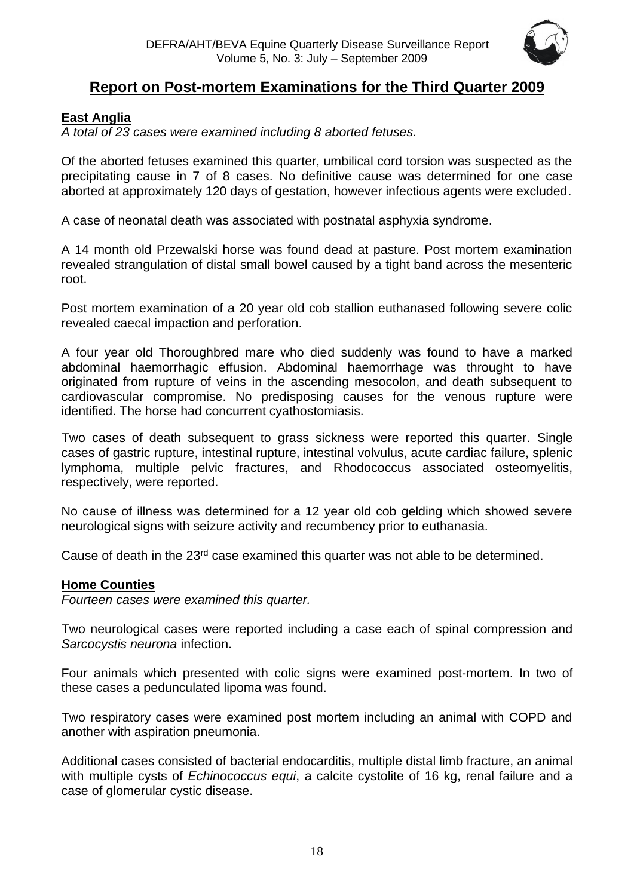## Report on Post-mortem Examinations for the Third Quarter 2009

### East Anglia

*A total of 23 cases were examined including 8 aborted fetuses.*

Of the aborted fetuses examined this quarter, umbilical cord torsion was suspected as the precipitating cause in 7 of 8 cases. No definitive cause was determined for one case aborted at approximately 120 days of gestation, however infectious agents were excluded.

A case of neonatal death was associated with postnatal asphyxia syndrome.

A 14 month old Przewalski horse was found dead at pasture. Post mortem examination revealed strangulation of distal small bowel caused by a tight band across the mesenteric root.

Post mortem examination of a 20 year old cob stallion euthanased following severe colic revealed caecal impaction and perforation.

A four year old Thoroughbred mare who died suddenly was found to have a marked abdominal haemorrhagic effusion. Abdominal haemorrhage was throught to have originated from rupture of veins in the ascending mesocolon, and death subsequent to cardiovascular compromise. No predisposing causes for the venous rupture were identified. The horse had concurrent cyathostomiasis.

Two cases of death subsequent to grass sickness were reported this quarter. Single cases of gastric rupture, intestinal rupture, intestinal volvulus, acute cardiac failure, splenic lymphoma, multiple pelvic fractures, and Rhodococcus associated osteomyelitis, respectively, were reported.

No cause of illness was determined for a 12 year old cob gelding which showed severe neurological signs with seizure activity and recumbency prior to euthanasia.

Cause of death in the 23rd case examined this quarter was not able to be determined.

### Home Counties

*Fourteen cases were examined this quarter.*

Two neurological cases were reported including a case each of spinal compression and *Sarcocystis neurona* infection.

Four animals which presented with colic signs were examined post-mortem. In two of these cases a pedunculated lipoma was found.

Two respiratory cases were examined post mortem including an animal with COPD and another with aspiration pneumonia.

Additional cases consisted of bacterial endocarditis, multiple distal limb fracture, an animal with multiple cysts of *Echinococcus equi*, a calcite cystolite of 16 kg, renal failure and a case of glomerular cystic disease.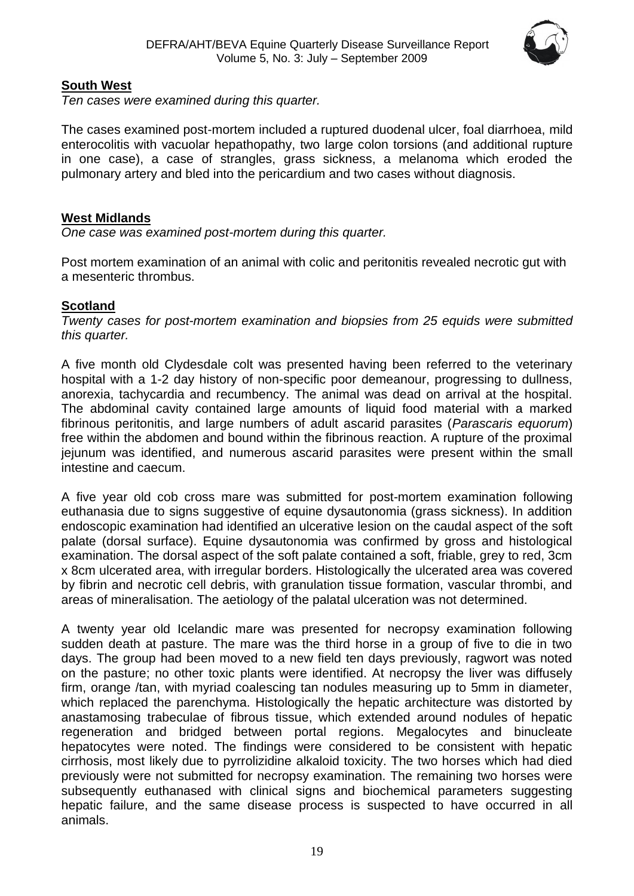## South West

*Ten cases were examined during this quarter.*

The cases examined post-mortem included a ruptured duodenal ulcer, foal diarrhoea, mild enterocolitis with vacuolar hepathopathy, two large colon torsions (and additional rupture in one case), a case of strangles, grass sickness, a melanoma which eroded the pulmonary artery and bled into the pericardium and two cases without diagnosis.

## West Midlands

*One case was examined post-mortem during this quarter.*

Post mortem examination of an animal with colic and peritonitis revealed necrotic gut with a mesenteric thrombus.

## Scotland

*Twenty cases for post-mortem examination and biopsies from 25 equids were submitted this quarter.*

A five month old Clydesdale colt was presented having been referred to the veterinary hospital with a 1-2 day history of non-specific poor demeanour, progressing to dullness, anorexia, tachycardia and recumbency. The animal was dead on arrival at the hospital. The abdominal cavity contained large amounts of liquid food material with a marked fibrinous peritonitis, and large numbers of adult ascarid parasites (*Parascaris equorum*) free within the abdomen and bound within the fibrinous reaction. A rupture of the proximal jejunum was identified, and numerous ascarid parasites were present within the small intestine and caecum.

A five year old cob cross mare was submitted for post-mortem examination following euthanasia due to signs suggestive of equine dysautonomia (grass sickness). In addition endoscopic examination had identified an ulcerative lesion on the caudal aspect of the soft palate (dorsal surface). Equine dysautonomia was confirmed by gross and histological examination. The dorsal aspect of the soft palate contained a soft, friable, grey to red, 3cm x 8cm ulcerated area, with irregular borders. Histologically the ulcerated area was covered by fibrin and necrotic cell debris, with granulation tissue formation, vascular thrombi, and areas of mineralisation. The aetiology of the palatal ulceration was not determined.

A twenty year old Icelandic mare was presented for necropsy examination following sudden death at pasture. The mare was the third horse in a group of five to die in two days. The group had been moved to a new field ten days previously, ragwort was noted on the pasture; no other toxic plants were identified. At necropsy the liver was diffusely firm, orange /tan, with myriad coalescing tan nodules measuring up to 5mm in diameter, which replaced the parenchyma. Histologically the hepatic architecture was distorted by anastamosing trabeculae of fibrous tissue, which extended around nodules of hepatic regeneration and bridged between portal regions. Megalocytes and binucleate hepatocytes were noted. The findings were considered to be consistent with hepatic cirrhosis, most likely due to pyrrolizidine alkaloid toxicity. The two horses which had died previously were not submitted for necropsy examination. The remaining two horses were subsequently euthanased with clinical signs and biochemical parameters suggesting hepatic failure, and the same disease process is suspected to have occurred in all animals.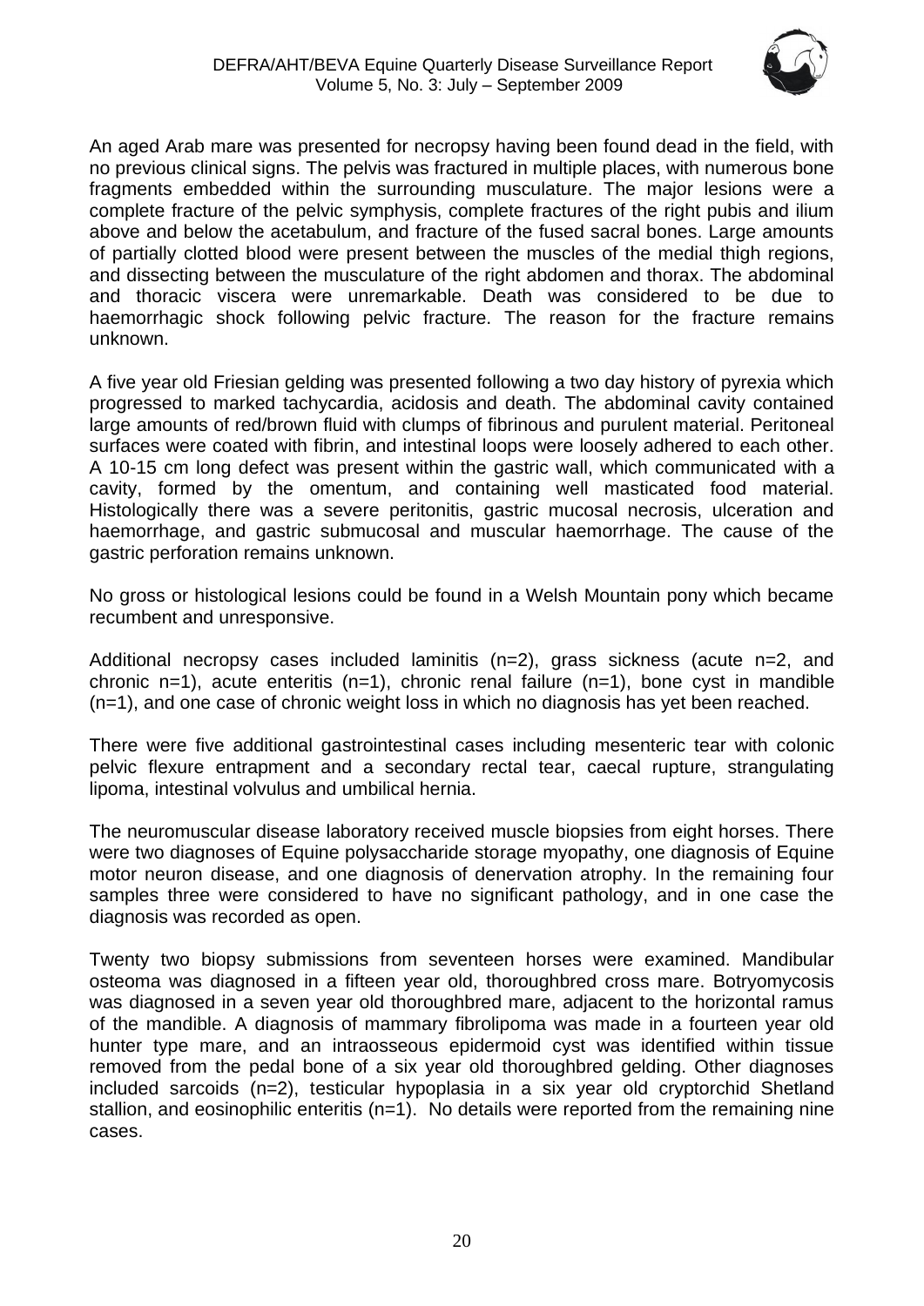An aged Arab mare was presented for necropsy having been found dead in the field, with no previous clinical signs. The pelvis was fractured in multiple places, with numerous bone fragments embedded within the surrounding musculature. The major lesions were a complete fracture of the pelvic symphysis, complete fractures of the right pubis and ilium above and below the acetabulum, and fracture of the fused sacral bones. Large amounts of partially clotted blood were present between the muscles of the medial thigh regions, and dissecting between the musculature of the right abdomen and thorax. The abdominal and thoracic viscera were unremarkable. Death was considered to be due to haemorrhagic shock following pelvic fracture. The reason for the fracture remains unknown.

A five year old Friesian gelding was presented following a two day history of pyrexia which progressed to marked tachycardia, acidosis and death. The abdominal cavity contained large amounts of red/brown fluid with clumps of fibrinous and purulent material. Peritoneal surfaces were coated with fibrin, and intestinal loops were loosely adhered to each other. A 10-15 cm long defect was present within the gastric wall, which communicated with a cavity, formed by the omentum, and containing well masticated food material. Histologically there was a severe peritonitis, gastric mucosal necrosis, ulceration and haemorrhage, and gastric submucosal and muscular haemorrhage. The cause of the gastric perforation remains unknown.

No gross or histological lesions could be found in a Welsh Mountain pony which became recumbent and unresponsive.

Additional necropsy cases included laminitis (n=2), grass sickness (acute n=2, and chronic n=1), acute enteritis (n=1), chronic renal failure (n=1), bone cyst in mandible (n=1), and one case of chronic weight loss in which no diagnosis has yet been reached.

There were five additional gastrointestinal cases including mesenteric tear with colonic pelvic flexure entrapment and a secondary rectal tear, caecal rupture, strangulating lipoma, intestinal volvulus and umbilical hernia.

The neuromuscular disease laboratory received muscle biopsies from eight horses. There were two diagnoses of Equine polysaccharide storage myopathy, one diagnosis of Equine motor neuron disease, and one diagnosis of denervation atrophy. In the remaining four samples three were considered to have no significant pathology, and in one case the diagnosis was recorded as open.

Twenty two biopsy submissions from seventeen horses were examined. Mandibular osteoma was diagnosed in a fifteen year old, thoroughbred cross mare. Botryomycosis was diagnosed in a seven year old thoroughbred mare, adjacent to the horizontal ramus of the mandible. A diagnosis of mammary fibrolipoma was made in a fourteen year old hunter type mare, and an intraosseous epidermoid cyst was identified within tissue removed from the pedal bone of a six year old thoroughbred gelding. Other diagnoses included sarcoids (n=2), testicular hypoplasia in a six year old cryptorchid Shetland stallion, and eosinophilic enteritis (n=1). No details were reported from the remaining nine cases.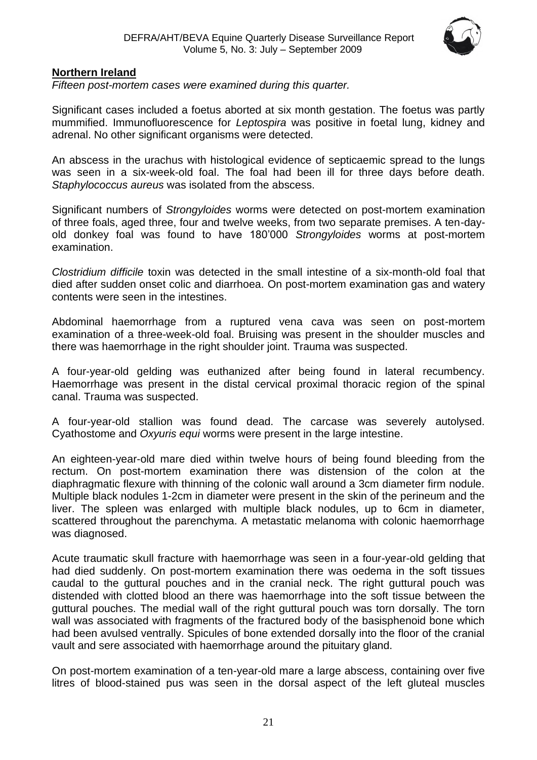**Northern Ireland**

*Fifteen post-mortem cases were examined during this quarter.*

Significant cases included a foetus aborted at six month gestation. The foetus was partly mummified. Immunofluorescence for *Leptospira* was positive in foetal lung, kidney and adrenal. No other significant organisms were detected.

An abscess in the urachus with histological evidence of septicaemic spread to the lungs was seen in a six-week-old foal. The foal had been ill for three days before death. *Staphylococcus aureus* was isolated from the abscess.

Significant numbers of *Strongyloides* worms were detected on post-mortem examination of three foals, aged three, four and twelve weeks, from two separate premises. A ten-day-old donkey foal was found to have 180'000 *Strongyloides* worms at post-mortem examination.

*Clostridium difficile* toxin was detected in the small intestine of a six-month-old foal that died after sudden onset colic and diarrhoea. On post-mortem examination gas and watery contents were seen in the intestines.

Abdominal haemorrhage from a ruptured vena cava was seen on post-mortem examination of a three-week-old foal. Bruising was present in the shoulder muscles and there was haemorrhage in the right shoulder joint. Trauma was suspected.

A four-year-old gelding was euthanized after being found in lateral recumbency. Haemorrhage was present in the distal cervical proximal thoracic region of the spinal canal. Trauma was suspected.

A four-year-old stallion was found dead. The carcase was severely autolysed. Cyathostome and *Oxyuris equi* worms were present in the large intestine.

An eighteen-year-old mare died within twelve hours of being found bleeding from the rectum. On post-mortem examination there was distension of the colon at the diaphragmatic flexure with thinning of the colonic wall around a 3cm diameter firm nodule. Multiple black nodules 1-2cm in diameter were present in the skin of the perineum and the liver. The spleen was enlarged with multiple black nodules, up to 6cm in diameter, scattered throughout the parenchyma. A metastatic melanoma with colonic haemorrhage was diagnosed.

Acute traumatic skull fracture with haemorrhage was seen in a four-year-old gelding that had died suddenly. On post-mortem examination there was oedema in the soft tissues caudal to the guttural pouches and in the cranial neck. The right guttural pouch was distended with clotted blood an there was haemorrhage into the soft tissue between the guttural pouches. The medial wall of the right guttural pouch was torn dorsally. The torn wall was associated with fragments of the fractured body of the basisphenoid bone which had been avulsed ventrally. Spicules of bone extended dorsally into the floor of the cranial vault and sere associated with haemorrhage around the pituitary gland.

On post-mortem examination of a ten-year-old mare a large abscess, containing over five litres of blood-stained pus was seen in the dorsal aspect of the left gluteal muscles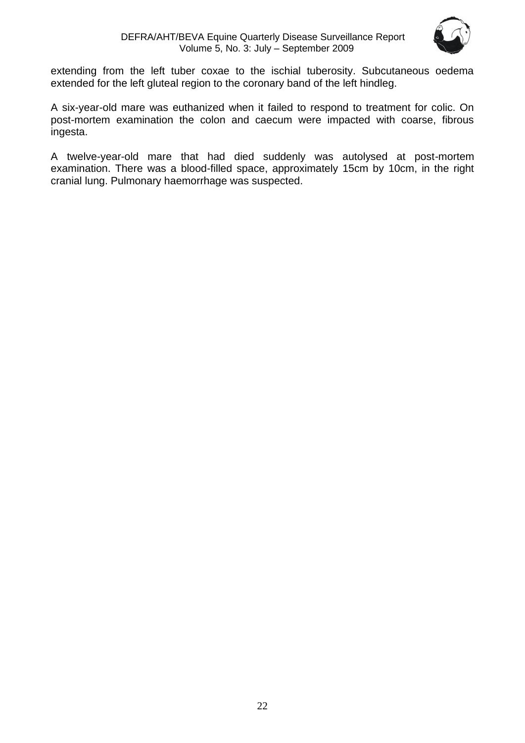extending from the left tuber coxae to the ischial tuberosity. Subcutaneous oedema extended for the left gluteal region to the coronary band of the left hindleg.

A six-year-old mare was euthanized when it failed to respond to treatment for colic. On post-mortem examination the colon and caecum were impacted with coarse, fibrous ingesta.

A twelve-year-old mare that had died suddenly was autolysed at post-mortem examination. There was a blood-filled space, approximately 15cm by 10cm, in the right cranial lung. Pulmonary haemorrhage was suspected.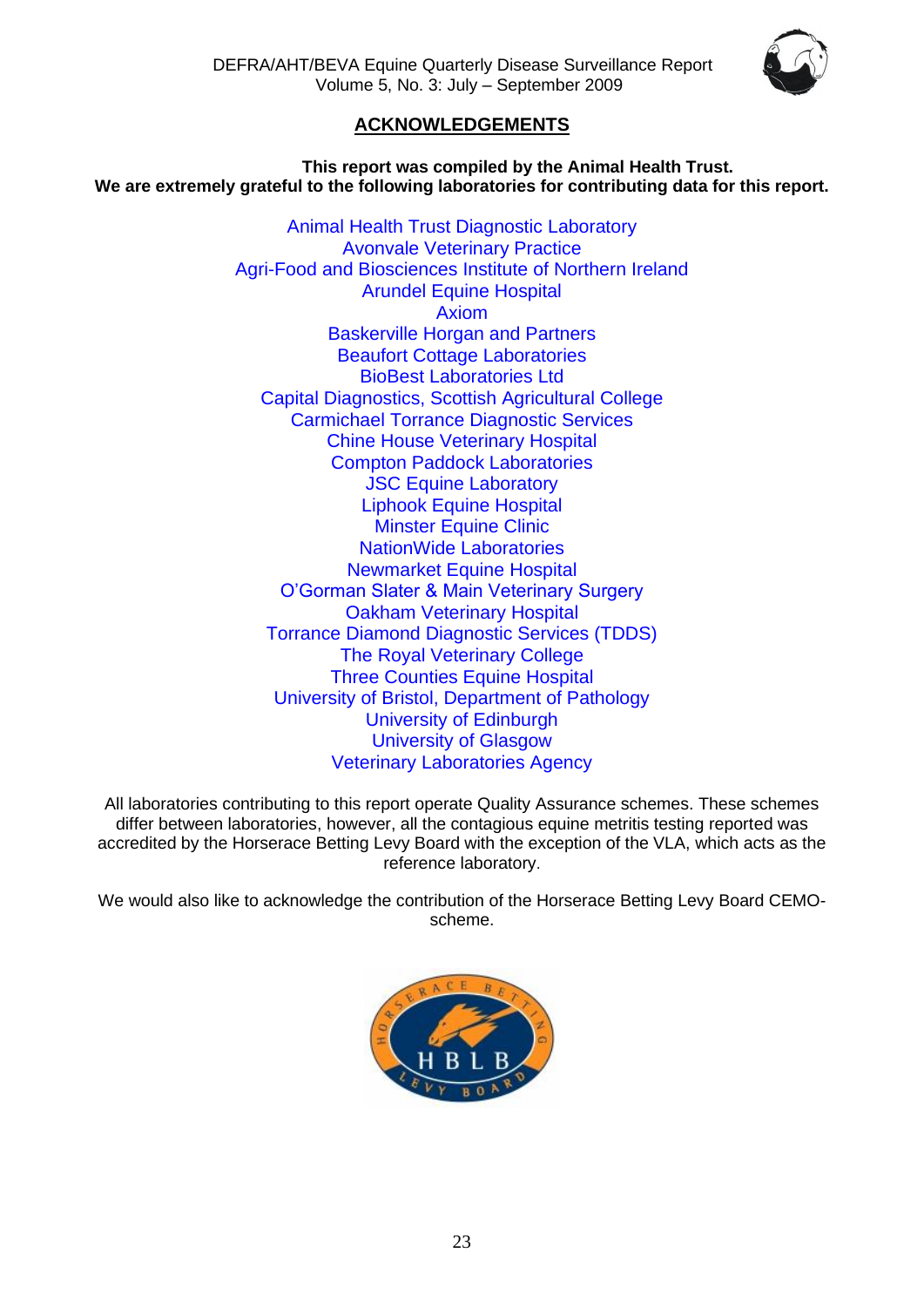## ACKNOWLEDGEMENTS

**This report was compiled by the Animal Health Trust.**
**We are extremely grateful to the following laboratories for contributing data for this report.**

Animal Health Trust Diagnostic Laboratory
Avonvale Veterinary Practice
Agri-Food and Biosciences Institute of Northern Ireland
Arundel Equine Hospital
Axiom
Baskerville Horgan and Partners
Beaufort Cottage Laboratories
BioBest Laboratories Ltd
Capital Diagnostics, Scottish Agricultural College
Carmichael Torrance Diagnostic Services
Chine House Veterinary Hospital
Compton Paddock Laboratories
JSC Equine Laboratory
Liphook Equine Hospital
Minster Equine Clinic
NationWide Laboratories
Newmarket Equine Hospital
O'Gorman Slater & Main Veterinary Surgery
Oakham Veterinary Hospital
Torrance Diamond Diagnostic Services (TDDS)
The Royal Veterinary College
Three Counties Equine Hospital
University of Bristol, Department of Pathology
University of Edinburgh
University of Glasgow
Veterinary Laboratories Agency

All laboratories contributing to this report operate Quality Assurance schemes. These schemes differ between laboratories, however, all the contagious equine metritis testing reported was accredited by the Horserace Betting Levy Board with the exception of the VLA, which acts as the reference laboratory.

We would also like to acknowledge the contribution of the Horserace Betting Levy Board CEMO-scheme.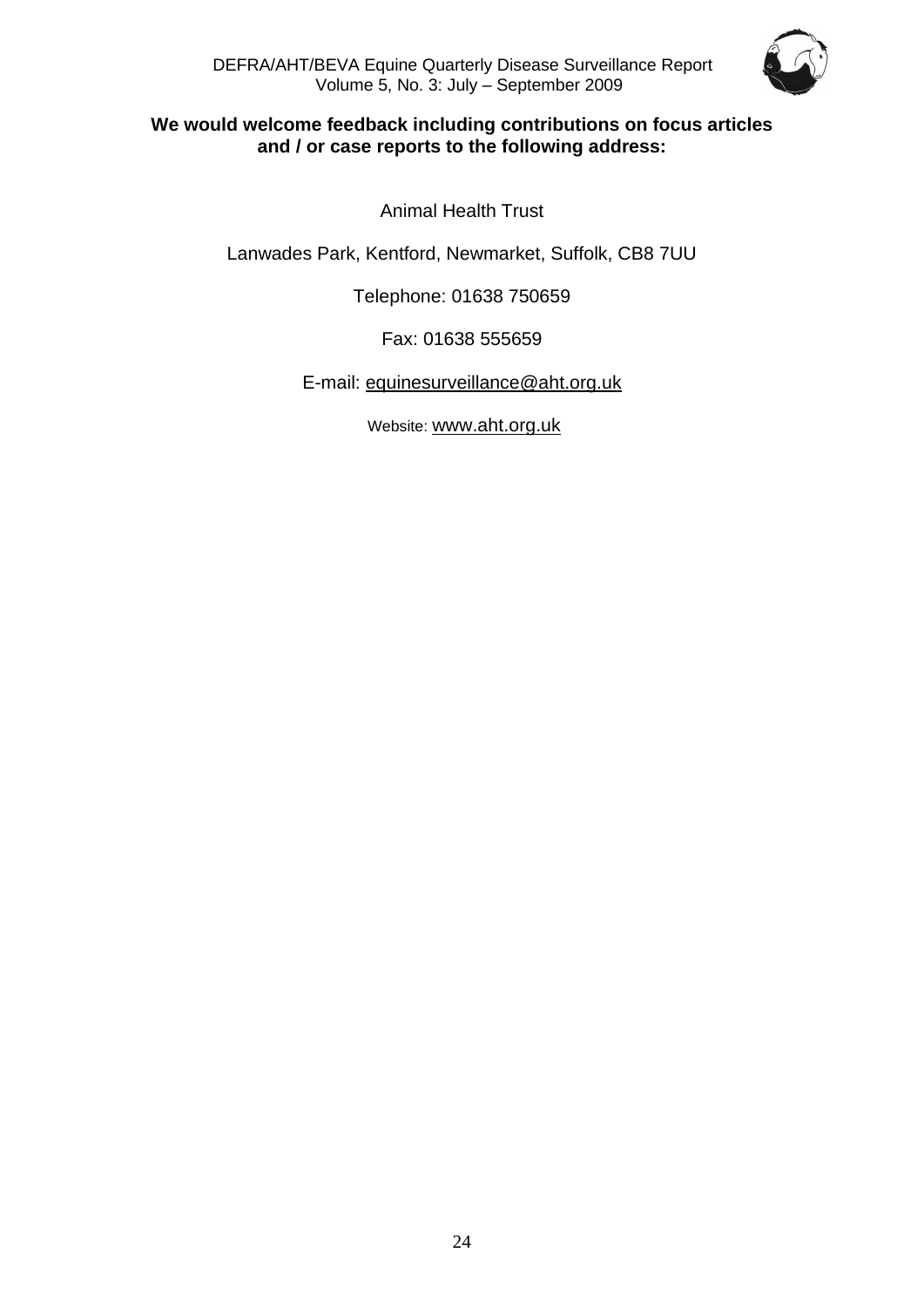**We would welcome feedback including contributions on focus articles and / or case reports to the following address:**

Animal Health Trust

Lanwades Park, Kentford, Newmarket, Suffolk, CB8 7UU

Telephone: 01638 750659

Fax: 01638 555659

E-mail: equinesurveillance@aht.org.uk

Website: www.aht.org.uk